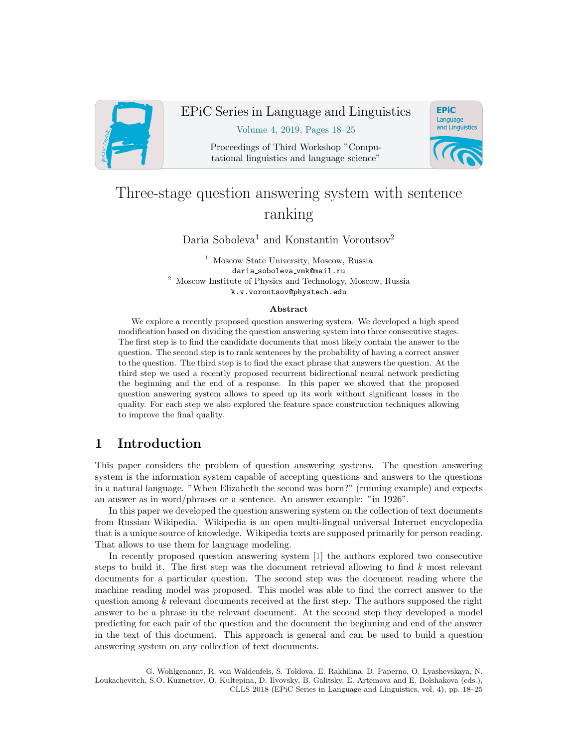# Three-stage question answering system with sentence ranking

Daria Soboleva[1] and Konstantin Vorontsov[2]

[1] Moscow State University, Moscow, Russia
daria_soboleva_vmk@mail.ru

[2] Moscow Institute of Physics and Technology, Moscow, Russia
k.v.vorontsov@phystech.edu

### Abstract

We explore a recently proposed question answering system. We developed a high speed modification based on dividing the question answering system into three consecutive stages. The first step is to find the candidate documents that most likely contain the answer to the question. The second step is to rank sentences by the probability of having a correct answer to the question. The third step is to find the exact phrase that answers the question. At the third step we used a recently proposed recurrent bidirectional neural network predicting the beginning and the end of a response. In this paper we showed that the proposed question answering system allows to speed up its work without significant losses in the quality. For each step we also explored the feature space construction techniques allowing to improve the final quality.

## 1 Introduction

This paper considers the problem of question answering systems. The question answering system is the information system capable of accepting questions and answers to the questions in a natural language. "When Elizabeth the second was born?" (running example) and expects an answer as in word/phrases or a sentence. An answer example: "in 1926".

In this paper we developed the question answering system on the collection of text documents from Russian Wikipedia. Wikipedia is an open multi-lingual universal Internet encyclopedia that is a unique source of knowledge. Wikipedia texts are supposed primarily for person reading. That allows to use them for language modeling.

In recently proposed question answering system [1] the authors explored two consecutive steps to build it. The first step was the document retrieval allowing to find $k$ most relevant documents for a particular question. The second step was the document reading where the machine reading model was proposed. This model was able to find the correct answer to the question among $k$ relevant documents received at the first step. The authors supposed the right answer to be a phrase in the relevant document. At the second step they developed a model predicting for each pair of the question and the document the beginning and end of the answer in the text of this document. This approach is general and can be used to build a question answering system on any collection of text documents.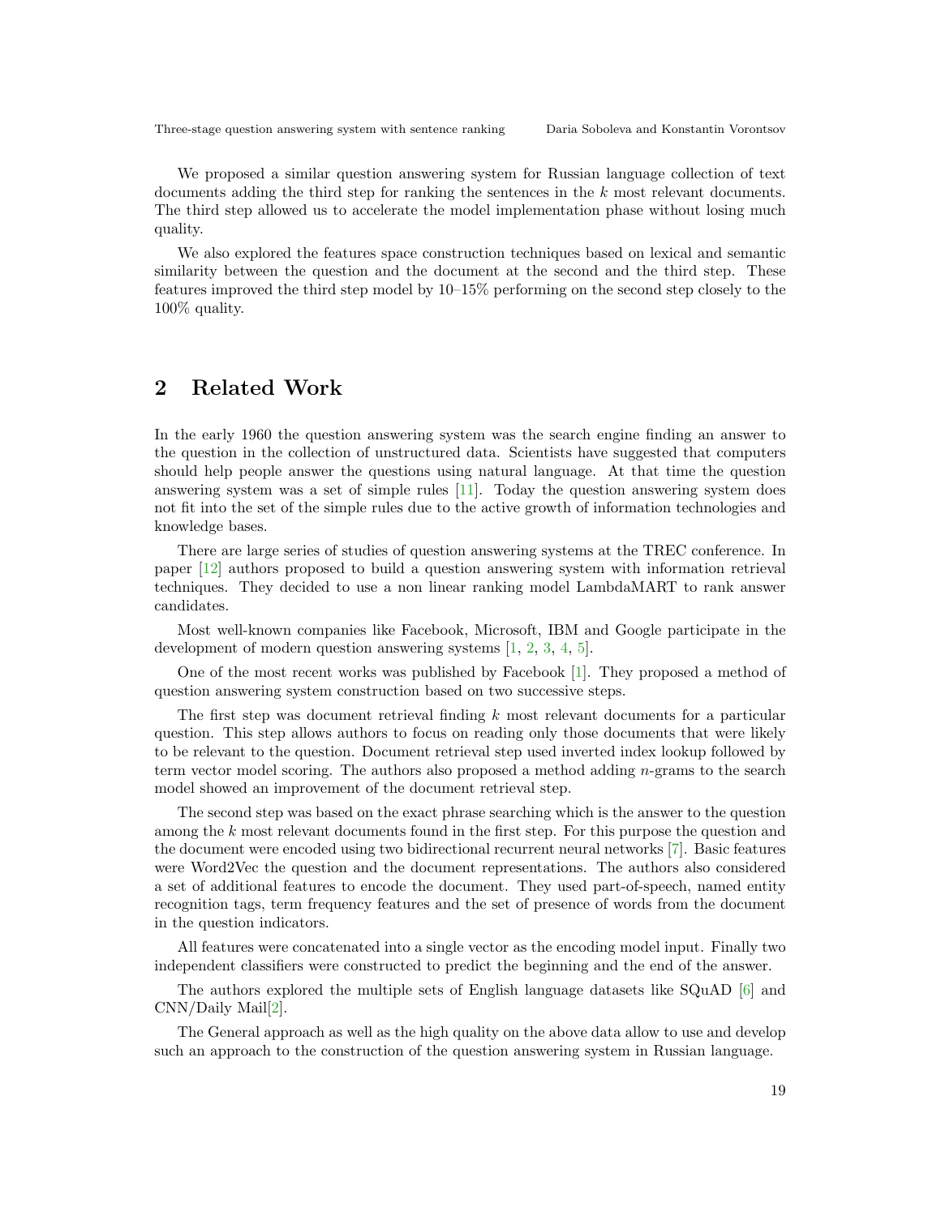We proposed a similar question answering system for Russian language collection of text documents adding the third step for ranking the sentences in the $k$ most relevant documents. The third step allowed us to accelerate the model implementation phase without losing much quality.

We also explored the features space construction techniques based on lexical and semantic similarity between the question and the document at the second and the third step. These features improved the third step model by 10–15% performing on the second step closely to the 100% quality.

## 2 Related Work

In the early 1960 the question answering system was the search engine finding an answer to the question in the collection of unstructured data. Scientists have suggested that computers should help people answer the questions using natural language. At that time the question answering system was a set of simple rules [11]. Today the question answering system does not fit into the set of the simple rules due to the active growth of information technologies and knowledge bases.

There are large series of studies of question answering systems at the TREC conference. In paper [12] authors proposed to build a question answering system with information retrieval techniques. They decided to use a non linear ranking model LambdaMART to rank answer candidates.

Most well-known companies like Facebook, Microsoft, IBM and Google participate in the development of modern question answering systems [1, 2, 3, 4, 5].

One of the most recent works was published by Facebook [1]. They proposed a method of question answering system construction based on two successive steps.

The first step was document retrieval finding $k$ most relevant documents for a particular question. This step allows authors to focus on reading only those documents that were likely to be relevant to the question. Document retrieval step used inverted index lookup followed by term vector model scoring. The authors also proposed a method adding $n$-grams to the search model showed an improvement of the document retrieval step.

The second step was based on the exact phrase searching which is the answer to the question among the $k$ most relevant documents found in the first step. For this purpose the question and the document were encoded using two bidirectional recurrent neural networks [7]. Basic features were Word2Vec the question and the document representations. The authors also considered a set of additional features to encode the document. They used part-of-speech, named entity recognition tags, term frequency features and the set of presence of words from the document in the question indicators.

All features were concatenated into a single vector as the encoding model input. Finally two independent classifiers were constructed to predict the beginning and the end of the answer.

The authors explored the multiple sets of English language datasets like SQuAD [6] and CNN/Daily Mail[2].

The General approach as well as the high quality on the above data allow to use and develop such an approach to the construction of the question answering system in Russian language.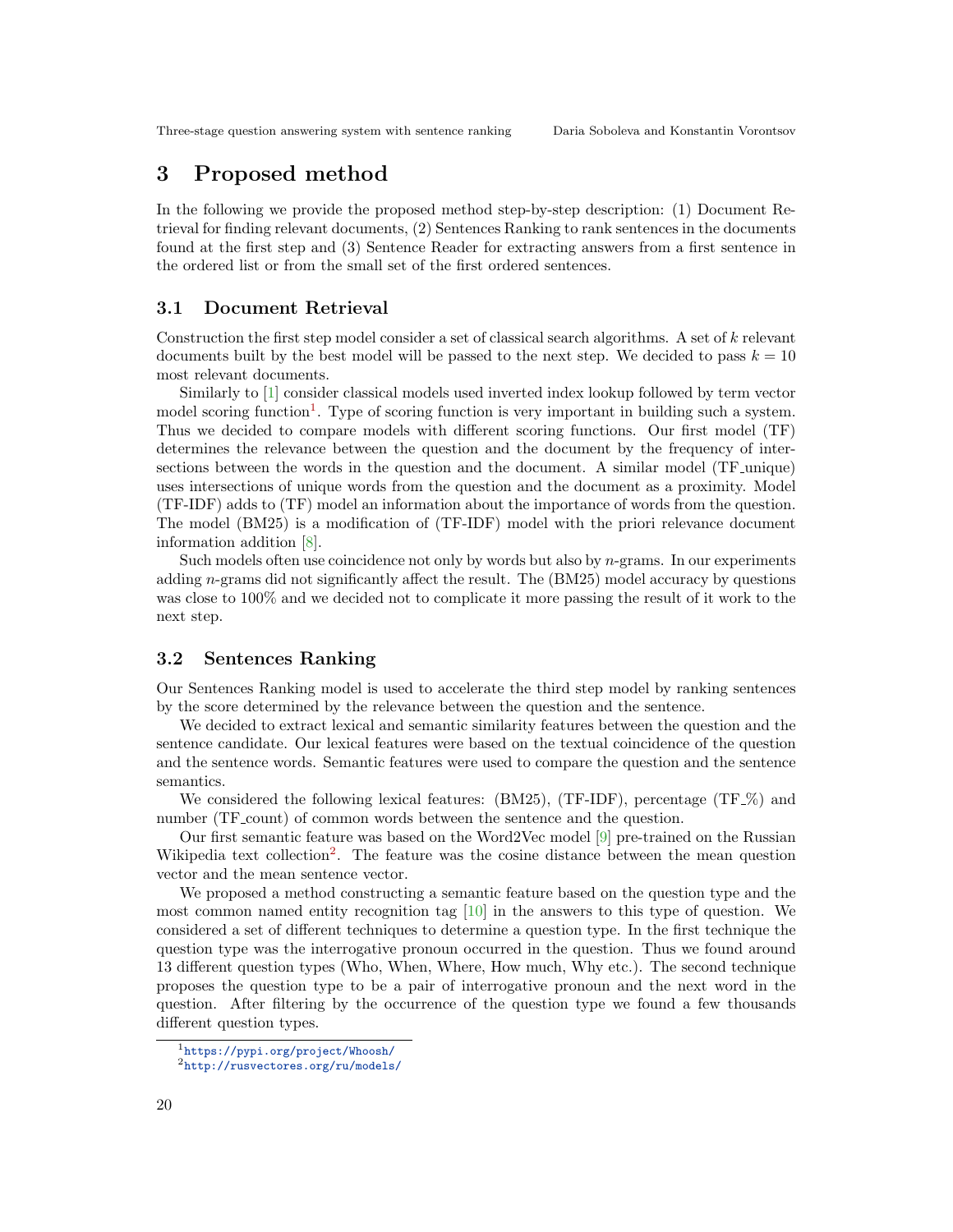## 3 Proposed method

In the following we provide the proposed method step-by-step description: (1) Document Retrieval for finding relevant documents, (2) Sentences Ranking to rank sentences in the documents found at the first step and (3) Sentence Reader for extracting answers from a first sentence in the ordered list or from the small set of the first ordered sentences.

### 3.1 Document Retrieval

Construction the first step model consider a set of classical search algorithms. A set of $k$ relevant documents built by the best model will be passed to the next step. We decided to pass $k = 10$ most relevant documents.

Similarly to [1] consider classical models used inverted index lookup followed by term vector model scoring function[1]. Type of scoring function is very important in building such a system. Thus we decided to compare models with different scoring functions. Our first model (TF) determines the relevance between the question and the document by the frequency of intersections between the words in the question and the document. A similar model (TF_unique) uses intersections of unique words from the question and the document as a proximity. Model (TF-IDF) adds to (TF) model an information about the importance of words from the question. The model (BM25) is a modification of (TF-IDF) model with the priori relevance document information addition [8].

Such models often use coincidence not only by words but also by $n$-grams. In our experiments adding $n$-grams did not significantly affect the result. The (BM25) model accuracy by questions was close to 100% and we decided not to complicate it more passing the result of it work to the next step.

### 3.2 Sentences Ranking

Our Sentences Ranking model is used to accelerate the third step model by ranking sentences by the score determined by the relevance between the question and the sentence.

We decided to extract lexical and semantic similarity features between the question and the sentence candidate. Our lexical features were based on the textual coincidence of the question and the sentence words. Semantic features were used to compare the question and the sentence semantics.

We considered the following lexical features: (BM25), (TF-IDF), percentage (TF_%) and number (TF_count) of common words between the sentence and the question.

Our first semantic feature was based on the Word2Vec model [9] pre-trained on the Russian Wikipedia text collection[2]. The feature was the cosine distance between the mean question vector and the mean sentence vector.

We proposed a method constructing a semantic feature based on the question type and the most common named entity recognition tag [10] in the answers to this type of question. We considered a set of different techniques to determine a question type. In the first technique the question type was the interrogative pronoun occurred in the question. Thus we found around 13 different question types (Who, When, Where, How much, Why etc.). The second technique proposes the question type to be a pair of interrogative pronoun and the next word in the question. After filtering by the occurrence of the question type we found a few thousands different question types.

---

[1] https://pypi.org/project/Whoosh/

[2] http://rusvectores.org/ru/models/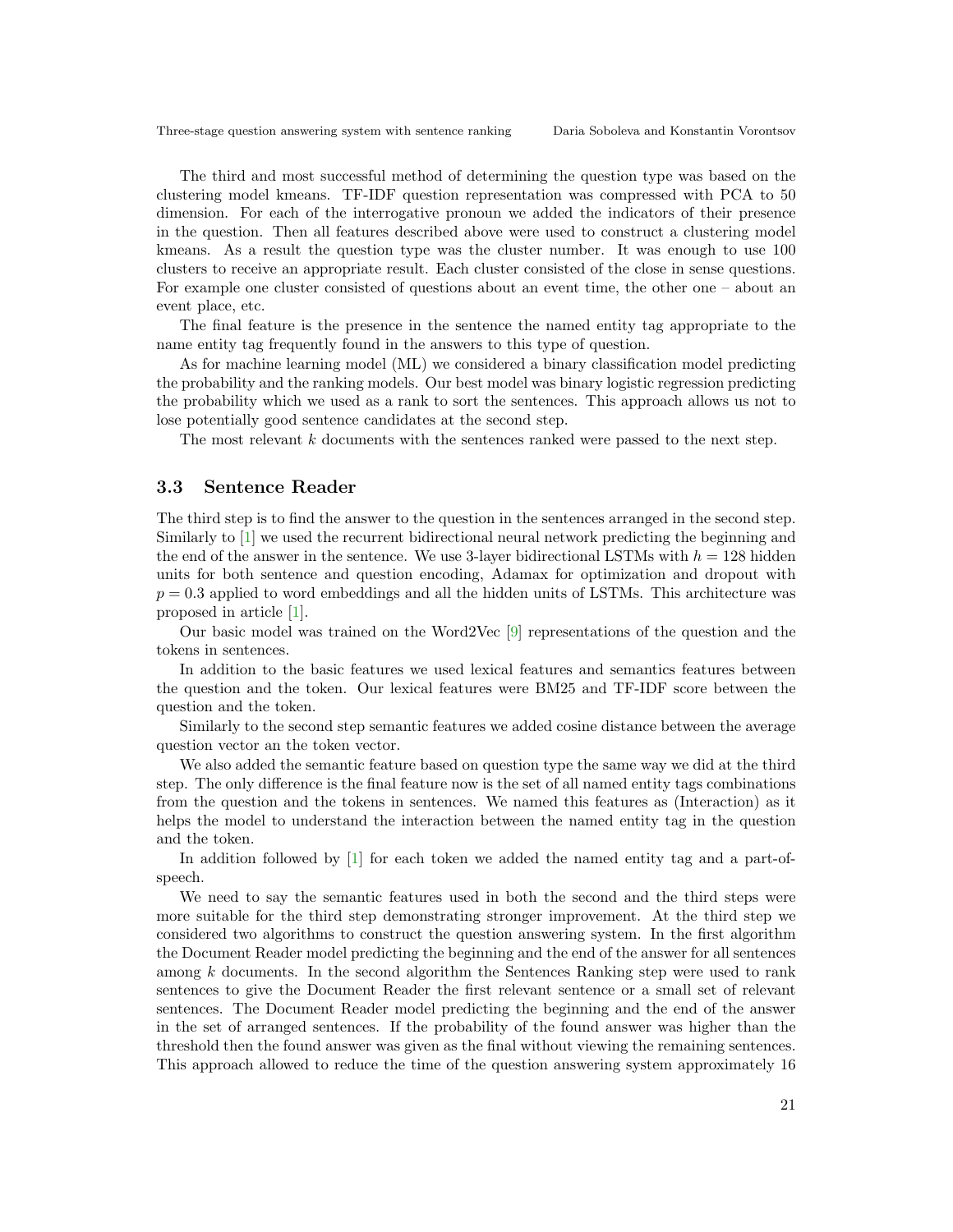The third and most successful method of determining the question type was based on the clustering model kmeans. TF-IDF question representation was compressed with PCA to 50 dimension. For each of the interrogative pronoun we added the indicators of their presence in the question. Then all features described above were used to construct a clustering model kmeans. As a result the question type was the cluster number. It was enough to use 100 clusters to receive an appropriate result. Each cluster consisted of the close in sense questions. For example one cluster consisted of questions about an event time, the other one – about an event place, etc.

The final feature is the presence in the sentence the named entity tag appropriate to the name entity tag frequently found in the answers to this type of question.

As for machine learning model (ML) we considered a binary classification model predicting the probability and the ranking models. Our best model was binary logistic regression predicting the probability which we used as a rank to sort the sentences. This approach allows us not to lose potentially good sentence candidates at the second step.

The most relevant $k$ documents with the sentences ranked were passed to the next step.

### 3.3 Sentence Reader

The third step is to find the answer to the question in the sentences arranged in the second step. Similarly to [1] we used the recurrent bidirectional neural network predicting the beginning and the end of the answer in the sentence. We use 3-layer bidirectional LSTMs with $h = 128$ hidden units for both sentence and question encoding, Adamax for optimization and dropout with $p = 0.3$ applied to word embeddings and all the hidden units of LSTMs. This architecture was proposed in article [1].

Our basic model was trained on the Word2Vec [9] representations of the question and the tokens in sentences.

In addition to the basic features we used lexical features and semantics features between the question and the token. Our lexical features were BM25 and TF-IDF score between the question and the token.

Similarly to the second step semantic features we added cosine distance between the average question vector an the token vector.

We also added the semantic feature based on question type the same way we did at the third step. The only difference is the final feature now is the set of all named entity tags combinations from the question and the tokens in sentences. We named this features as (Interaction) as it helps the model to understand the interaction between the named entity tag in the question and the token.

In addition followed by [1] for each token we added the named entity tag and a part-of-speech.

We need to say the semantic features used in both the second and the third steps were more suitable for the third step demonstrating stronger improvement. At the third step we considered two algorithms to construct the question answering system. In the first algorithm the Document Reader model predicting the beginning and the end of the answer for all sentences among $k$ documents. In the second algorithm the Sentences Ranking step were used to rank sentences to give the Document Reader the first relevant sentence or a small set of relevant sentences. The Document Reader model predicting the beginning and the end of the answer in the set of arranged sentences. If the probability of the found answer was higher than the threshold then the found answer was given as the final without viewing the remaining sentences. This approach allowed to reduce the time of the question answering system approximately 16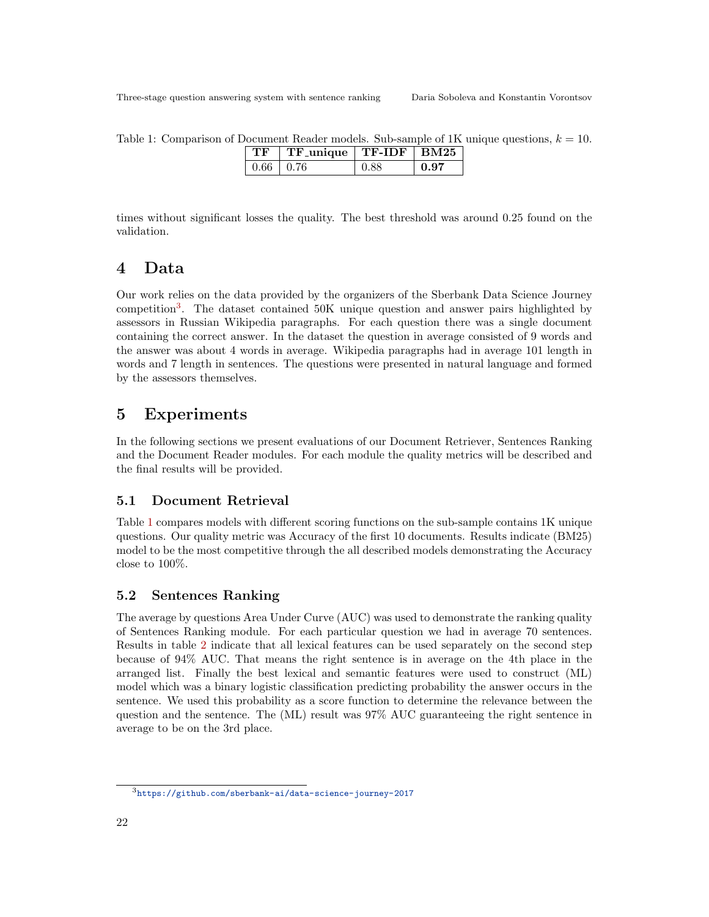Table 1: Comparison of Document Reader models. Sub-sample of 1K unique questions, $k = 10$.

| TF | TF_unique | TF-IDF | BM25 |
|---|---|---|---|
| 0.66 | 0.76 | 0.88 | **0.97** |

times without significant losses the quality. The best threshold was around 0.25 found on the validation.

# 4 Data

Our work relies on the data provided by the organizers of the Sberbank Data Science Journey competition[3]. The dataset contained 50K unique question and answer pairs highlighted by assessors in Russian Wikipedia paragraphs. For each question there was a single document containing the correct answer. In the dataset the question in average consisted of 9 words and the answer was about 4 words in average. Wikipedia paragraphs had in average 101 length in words and 7 length in sentences. The questions were presented in natural language and formed by the assessors themselves.

# 5 Experiments

In the following sections we present evaluations of our Document Retriever, Sentences Ranking and the Document Reader modules. For each module the quality metrics will be described and the final results will be provided.

## 5.1 Document Retrieval

Table 1 compares models with different scoring functions on the sub-sample contains 1K unique questions. Our quality metric was Accuracy of the first 10 documents. Results indicate (BM25) model to be the most competitive through the all described models demonstrating the Accuracy close to 100%.

## 5.2 Sentences Ranking

The average by questions Area Under Curve (AUC) was used to demonstrate the ranking quality of Sentences Ranking module. For each particular question we had in average 70 sentences. Results in table 2 indicate that all lexical features can be used separately on the second step because of 94% AUC. That means the right sentence is in average on the 4th place in the arranged list. Finally the best lexical and semantic features were used to construct (ML) model which was a binary logistic classification predicting probability the answer occurs in the sentence. We used this probability as a score function to determine the relevance between the question and the sentence. The (ML) result was 97% AUC guaranteeing the right sentence in average to be on the 3rd place.

[3] https://github.com/sberbank-ai/data-science-journey-2017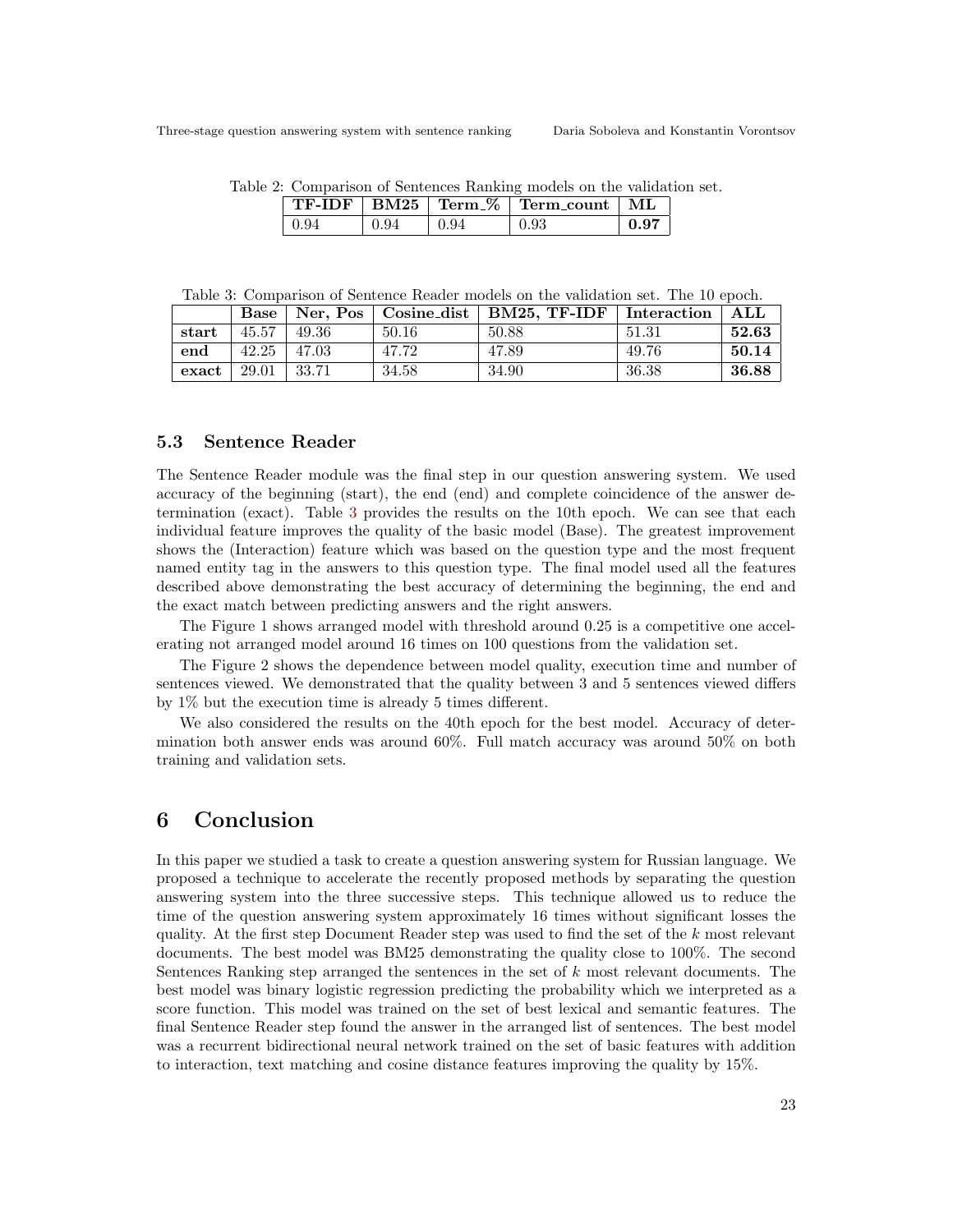Table 2: Comparison of Sentences Ranking models on the validation set.

| TF-IDF | BM25 | Term_% | Term_count | ML |
|---|---|---|---|---|
| 0.94 | 0.94 | 0.94 | 0.93 | **0.97** |

Table 3: Comparison of Sentence Reader models on the validation set. The 10 epoch.

| | Base | Ner, Pos | Cosine_dist | BM25, TF-IDF | Interaction | ALL |
|---|---|---|---|---|---|---|
| **start** | 45.57 | 49.36 | 50.16 | 50.88 | 51.31 | **52.63** |
| **end** | 42.25 | 47.03 | 47.72 | 47.89 | 49.76 | **50.14** |
| **exact** | 29.01 | 33.71 | 34.58 | 34.90 | 36.38 | **36.88** |

### 5.3 Sentence Reader

The Sentence Reader module was the final step in our question answering system. We used accuracy of the beginning (start), the end (end) and complete coincidence of the answer determination (exact). Table 3 provides the results on the 10th epoch. We can see that each individual feature improves the quality of the basic model (Base). The greatest improvement shows the (Interaction) feature which was based on the question type and the most frequent named entity tag in the answers to this question type. The final model used all the features described above demonstrating the best accuracy of determining the beginning, the end and the exact match between predicting answers and the right answers.

The Figure 1 shows arranged model with threshold around 0.25 is a competitive one accelerating not arranged model around 16 times on 100 questions from the validation set.

The Figure 2 shows the dependence between model quality, execution time and number of sentences viewed. We demonstrated that the quality between 3 and 5 sentences viewed differs by 1% but the execution time is already 5 times different.

We also considered the results on the 40th epoch for the best model. Accuracy of determination both answer ends was around 60%. Full match accuracy was around 50% on both training and validation sets.

## 6 Conclusion

In this paper we studied a task to create a question answering system for Russian language. We proposed a technique to accelerate the recently proposed methods by separating the question answering system into the three successive steps. This technique allowed us to reduce the time of the question answering system approximately 16 times without significant losses the quality. At the first step Document Reader step was used to find the set of the $k$ most relevant documents. The best model was BM25 demonstrating the quality close to 100%. The second Sentences Ranking step arranged the sentences in the set of $k$ most relevant documents. The best model was binary logistic regression predicting the probability which we interpreted as a score function. This model was trained on the set of best lexical and semantic features. The final Sentence Reader step found the answer in the arranged list of sentences. The best model was a recurrent bidirectional neural network trained on the set of basic features with addition to interaction, text matching and cosine distance features improving the quality by 15%.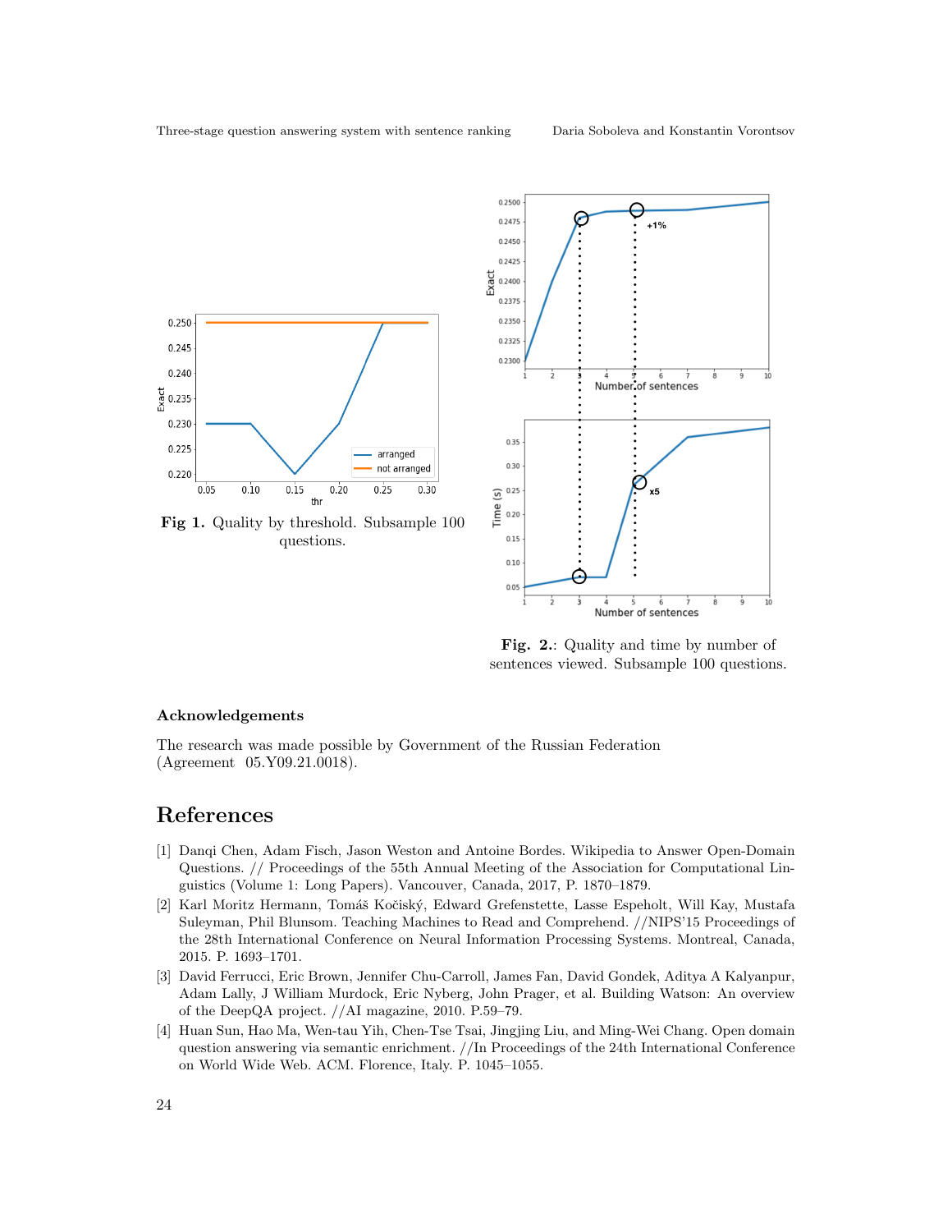Fig 1. Quality by threshold. Subsample 100 questions.

Fig. 2.: Quality and time by number of sentences viewed. Subsample 100 questions.

### Acknowledgements

The research was made possible by Government of the Russian Federation (Agreement 05.Y09.21.0018).

# References

[1] Danqi Chen, Adam Fisch, Jason Weston and Antoine Bordes. Wikipedia to Answer Open-Domain Questions. // Proceedings of the 55th Annual Meeting of the Association for Computational Linguistics (Volume 1: Long Papers). Vancouver, Canada, 2017, P. 1870–1879.

[2] Karl Moritz Hermann, Tomáš Kočiský, Edward Grefenstette, Lasse Espeholt, Will Kay, Mustafa Suleyman, Phil Blunsom. Teaching Machines to Read and Comprehend. //NIPS'15 Proceedings of the 28th International Conference on Neural Information Processing Systems. Montreal, Canada, 2015. P. 1693–1701.

[3] David Ferrucci, Eric Brown, Jennifer Chu-Carroll, James Fan, David Gondek, Aditya A Kalyanpur, Adam Lally, J William Murdock, Eric Nyberg, John Prager, et al. Building Watson: An overview of the DeepQA project. //AI magazine, 2010. P.59–79.

[4] Huan Sun, Hao Ma, Wen-tau Yih, Chen-Tse Tsai, Jingjing Liu, and Ming-Wei Chang. Open domain question answering via semantic enrichment. //In Proceedings of the 24th International Conference on World Wide Web. ACM. Florence, Italy. P. 1045–1055.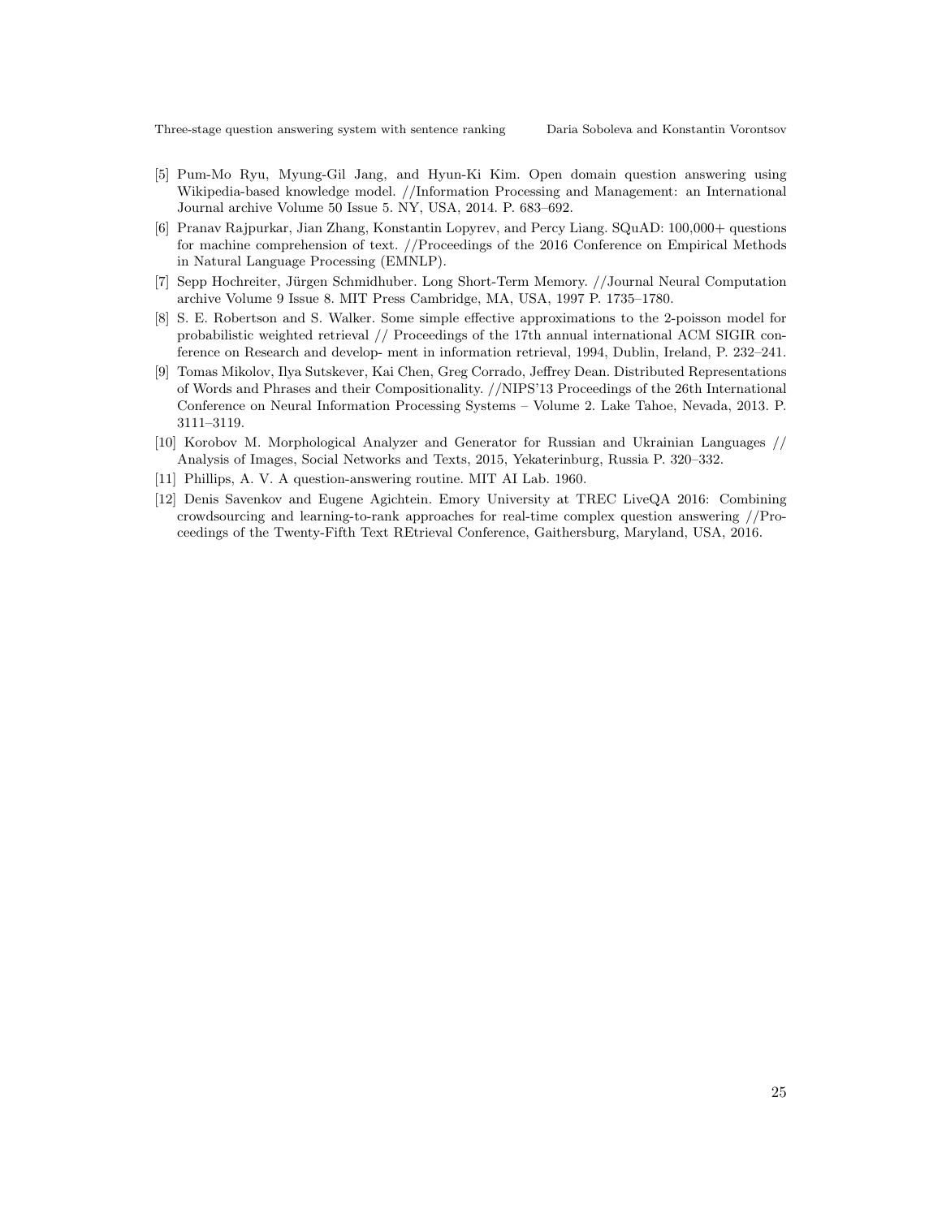[5] Pum-Mo Ryu, Myung-Gil Jang, and Hyun-Ki Kim. Open domain question answering using Wikipedia-based knowledge model. //Information Processing and Management: an International Journal archive Volume 50 Issue 5. NY, USA, 2014. P. 683–692.

[6] Pranav Rajpurkar, Jian Zhang, Konstantin Lopyrev, and Percy Liang. SQuAD: 100,000+ questions for machine comprehension of text. //Proceedings of the 2016 Conference on Empirical Methods in Natural Language Processing (EMNLP).

[7] Sepp Hochreiter, Jürgen Schmidhuber. Long Short-Term Memory. //Journal Neural Computation archive Volume 9 Issue 8. MIT Press Cambridge, MA, USA, 1997 P. 1735–1780.

[8] S. E. Robertson and S. Walker. Some simple effective approximations to the 2-poisson model for probabilistic weighted retrieval // Proceedings of the 17th annual international ACM SIGIR conference on Research and develop- ment in information retrieval, 1994, Dublin, Ireland, P. 232–241.

[9] Tomas Mikolov, Ilya Sutskever, Kai Chen, Greg Corrado, Jeffrey Dean. Distributed Representations of Words and Phrases and their Compositionality. //NIPS'13 Proceedings of the 26th International Conference on Neural Information Processing Systems – Volume 2. Lake Tahoe, Nevada, 2013. P. 3111–3119.

[10] Korobov M. Morphological Analyzer and Generator for Russian and Ukrainian Languages // Analysis of Images, Social Networks and Texts, 2015, Yekaterinburg, Russia P. 320–332.

[11] Phillips, A. V. A question-answering routine. MIT AI Lab. 1960.

[12] Denis Savenkov and Eugene Agichtein. Emory University at TREC LiveQA 2016: Combining crowdsourcing and learning-to-rank approaches for real-time complex question answering //Proceedings of the Twenty-Fifth Text REtrieval Conference, Gaithersburg, Maryland, USA, 2016.